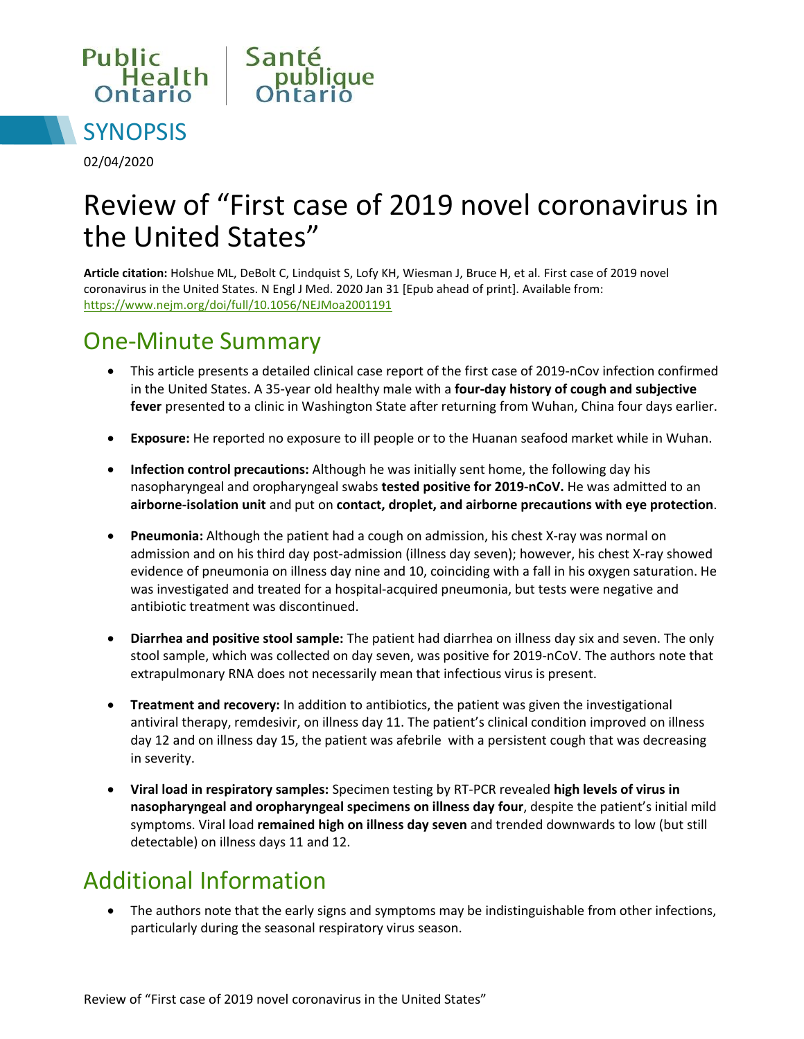Public Health Ontario | Santé publique Ontario

SYNOPSIS

02/04/2020

# Review of "First case of 2019 novel coronavirus in the United States"

**Article citation:** Holshue ML, DeBolt C, Lindquist S, Lofy KH, Wiesman J, Bruce H, et al. First case of 2019 novel coronavirus in the United States. N Engl J Med. 2020 Jan 31 [Epub ahead of print]. Available from: https://www.nejm.org/doi/full/10.1056/NEJMoa2001191

## One-Minute Summary

- This article presents a detailed clinical case report of the first case of 2019-nCov infection confirmed in the United States. A 35-year old healthy male with a **four-day history of cough and subjective fever** presented to a clinic in Washington State after returning from Wuhan, China four days earlier.
- **Exposure:** He reported no exposure to ill people or to the Huanan seafood market while in Wuhan.
- **Infection control precautions:** Although he was initially sent home, the following day his nasopharyngeal and oropharyngeal swabs **tested positive for 2019-nCoV.** He was admitted to an **airborne-isolation unit** and put on **contact, droplet, and airborne precautions with eye protection**.
- **Pneumonia:** Although the patient had a cough on admission, his chest X-ray was normal on admission and on his third day post-admission (illness day seven); however, his chest X-ray showed evidence of pneumonia on illness day nine and 10, coinciding with a fall in his oxygen saturation. He was investigated and treated for a hospital-acquired pneumonia, but tests were negative and antibiotic treatment was discontinued.
- **Diarrhea and positive stool sample:** The patient had diarrhea on illness day six and seven. The only stool sample, which was collected on day seven, was positive for 2019-nCoV. The authors note that extrapulmonary RNA does not necessarily mean that infectious virus is present.
- **Treatment and recovery:** In addition to antibiotics, the patient was given the investigational antiviral therapy, remdesivir, on illness day 11. The patient's clinical condition improved on illness day 12 and on illness day 15, the patient was afebrile with a persistent cough that was decreasing in severity.
- **Viral load in respiratory samples:** Specimen testing by RT-PCR revealed **high levels of virus in nasopharyngeal and oropharyngeal specimens on illness day four**, despite the patient's initial mild symptoms. Viral load **remained high on illness day seven** and trended downwards to low (but still detectable) on illness days 11 and 12.

## Additional Information

- The authors note that the early signs and symptoms may be indistinguishable from other infections, particularly during the seasonal respiratory virus season.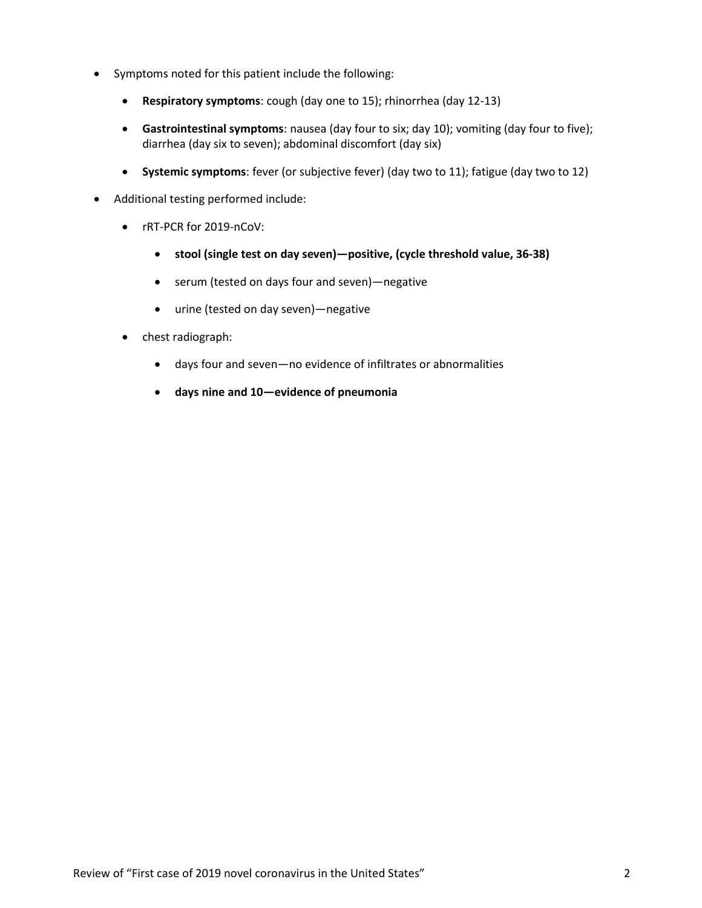- Symptoms noted for this patient include the following:
  - **Respiratory symptoms**: cough (day one to 15); rhinorrhea (day 12-13)
  - **Gastrointestinal symptoms**: nausea (day four to six; day 10); vomiting (day four to five); diarrhea (day six to seven); abdominal discomfort (day six)
  - **Systemic symptoms**: fever (or subjective fever) (day two to 11); fatigue (day two to 12)
- Additional testing performed include:
  - rRT-PCR for 2019-nCoV:
    - **stool (single test on day seven)—positive, (cycle threshold value, 36-38)**
    - serum (tested on days four and seven)—negative
    - urine (tested on day seven)—negative
  - chest radiograph:
    - days four and seven—no evidence of infiltrates or abnormalities
    - **days nine and 10—evidence of pneumonia**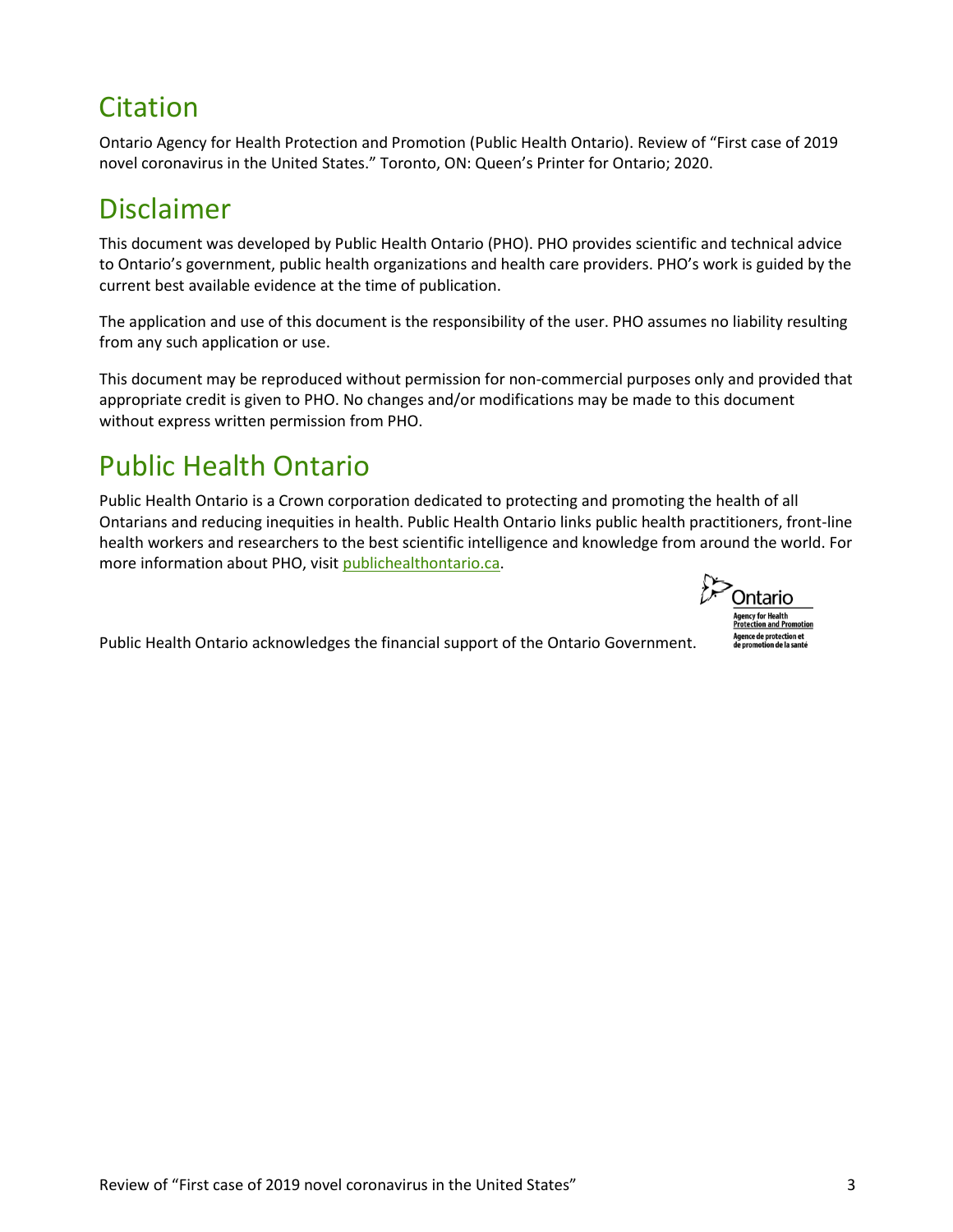## Citation

Ontario Agency for Health Protection and Promotion (Public Health Ontario). Review of "First case of 2019 novel coronavirus in the United States." Toronto, ON: Queen's Printer for Ontario; 2020.

## Disclaimer

This document was developed by Public Health Ontario (PHO). PHO provides scientific and technical advice to Ontario's government, public health organizations and health care providers. PHO's work is guided by the current best available evidence at the time of publication.

The application and use of this document is the responsibility of the user. PHO assumes no liability resulting from any such application or use.

This document may be reproduced without permission for non-commercial purposes only and provided that appropriate credit is given to PHO. No changes and/or modifications may be made to this document without express written permission from PHO.

## Public Health Ontario

Public Health Ontario is a Crown corporation dedicated to protecting and promoting the health of all Ontarians and reducing inequities in health. Public Health Ontario links public health practitioners, front-line health workers and researchers to the best scientific intelligence and knowledge from around the world. For more information about PHO, visit publichealthontario.ca.

Public Health Ontario acknowledges the financial support of the Ontario Government.

Ontario

Agency for Health Protection and Promotion

Agence de protection et de promotion de la santé